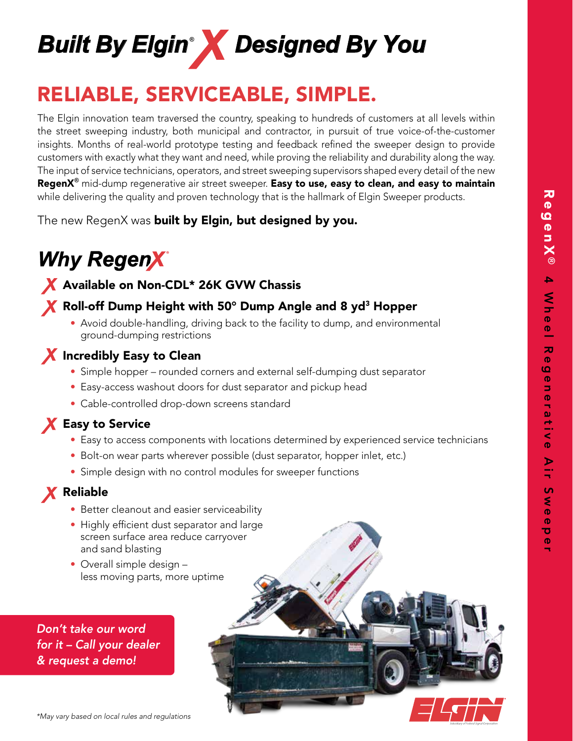# Built By Elgin® X Designed By You

## RELIABLE, SERVICEABLE, SIMPLE.

The Elgin innovation team traversed the country, speaking to hundreds of customers at all levels within the street sweeping industry, both municipal and contractor, in pursuit of true voice-of-the-customer insights. Months of real-world prototype testing and feedback refined the sweeper design to provide customers with exactly what they want and need, while proving the reliability and durability along the way. The input of service technicians, operators, and street sweeping supervisors shaped every detail of the new **RegenX®** mid-dump regenerative air street sweeper. **Easy to use, easy to clean, and easy to maintain** while delivering the quality and proven technology that is the hallmark of Elgin Sweeper products.

The new RegenX was **built by Elgin, but designed by you.**

## Why RegenX®

### X Available on Non-CDL* 26K GVW Chassis

### X Roll-off Dump Height with 50° Dump Angle and 8 yd³ Hopper

- Avoid double-handling, driving back to the facility to dump, and environmental ground-dumping restrictions

### X Incredibly Easy to Clean

- Simple hopper – rounded corners and external self-dumping dust separator
- Easy-access washout doors for dust separator and pickup head
- Cable-controlled drop-down screens standard

### X Easy to Service

- Easy to access components with locations determined by experienced service technicians
- Bolt-on wear parts wherever possible (dust separator, hopper inlet, etc.)
- Simple design with no control modules for sweeper functions

### X Reliable

- Better cleanout and easier serviceability
- Highly efficient dust separator and large screen surface area reduce carryover and sand blasting
- Overall simple design – less moving parts, more uptime

*Don't take our word for it – Call your dealer & request a demo!*

*May vary based on local rules and regulations

RegenX® 4 Wheel Regenerative Air Sweeper

ELGIN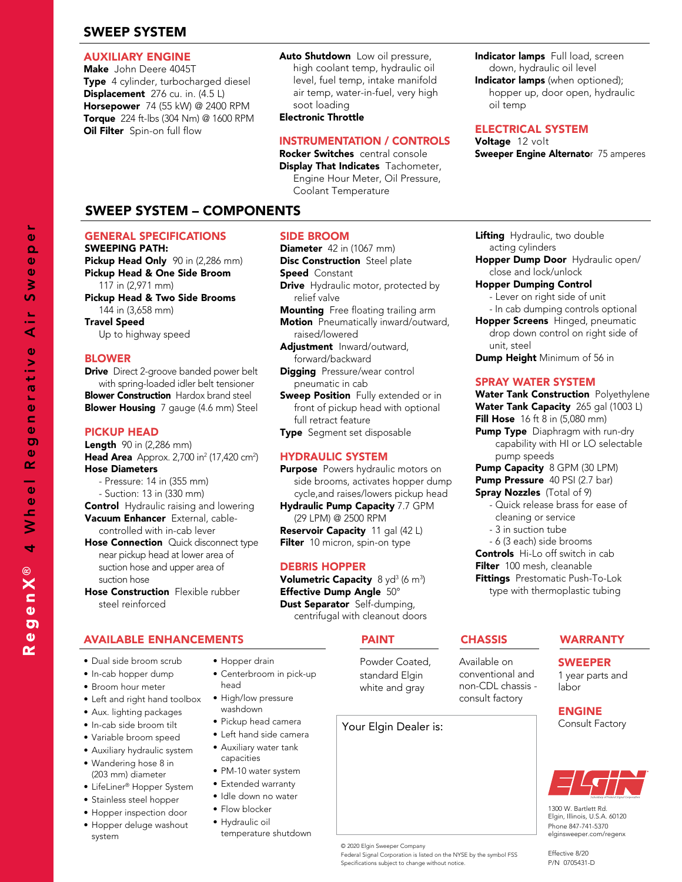## SWEEP SYSTEM

### AUXILIARY ENGINE

**Make** John Deere 4045T
**Type** 4 cylinder, turbocharged diesel
**Displacement** 276 cu. in. (4.5 L)
**Horsepower** 74 (55 kW) @ 2400 RPM
**Torque** 224 ft-lbs (304 Nm) @ 1600 RPM
**Oil Filter** Spin-on full flow
**Auto Shutdown** Low oil pressure, high coolant temp, hydraulic oil level, fuel temp, intake manifold air temp, water-in-fuel, very high soot loading
**Electronic Throttle**

### INSTRUMENTATION / CONTROLS

**Rocker Switches** central console
**Display That Indicates** Tachometer, Engine Hour Meter, Oil Pressure, Coolant Temperature
**Indicator lamps** Full load, screen down, hydraulic oil level
**Indicator lamps** (when optioned); hopper up, door open, hydraulic oil temp

### ELECTRICAL SYSTEM

**Voltage** 12 volt
**Sweeper Engine Alternator** 75 amperes

## SWEEP SYSTEM – COMPONENTS

### GENERAL SPECIFICATIONS

**SWEEPING PATH:**
**Pickup Head Only** 90 in (2,286 mm)
**Pickup Head & One Side Broom** 117 in (2,971 mm)
**Pickup Head & Two Side Brooms** 144 in (3,658 mm)
**Travel Speed** Up to highway speed

### BLOWER

**Drive** Direct 2-groove banded power belt with spring-loaded idler belt tensioner
**Blower Construction** Hardox brand steel
**Blower Housing** 7 gauge (4.6 mm) Steel

### PICKUP HEAD

**Length** 90 in (2,286 mm)
**Head Area** Approx. 2,700 in$^2$ (17,420 cm$^2$)
**Hose Diameters**
- Pressure: 14 in (355 mm)
- Suction: 13 in (330 mm)

**Control** Hydraulic raising and lowering
**Vacuum Enhancer** External, cable-controlled with in-cab lever
**Hose Connection** Quick disconnect type near pickup head at lower area of suction hose and upper area of suction hose
**Hose Construction** Flexible rubber steel reinforced

### SIDE BROOM

**Diameter** 42 in (1067 mm)
**Disc Construction** Steel plate
**Speed** Constant
**Drive** Hydraulic motor, protected by relief valve
**Mounting** Free floating trailing arm
**Motion** Pneumatically inward/outward, raised/lowered
**Adjustment** Inward/outward, forward/backward
**Digging** Pressure/wear control pneumatic in cab
**Sweep Position** Fully extended or in front of pickup head with optional full retract feature
**Type** Segment set disposable

### HYDRAULIC SYSTEM

**Purpose** Powers hydraulic motors on side brooms, activates hopper dump cycle,and raises/lowers pickup head
**Hydraulic Pump Capacity** 7.7 GPM (29 LPM) @ 2500 RPM
**Reservoir Capacity** 11 gal (42 L)
**Filter** 10 micron, spin-on type

### DEBRIS HOPPER

**Volumetric Capacity** 8 yd$^3$ (6 m$^3$)
**Effective Dump Angle** 50°
**Dust Separator** Self-dumping, centrifugal with cleanout doors
**Lifting** Hydraulic, two double acting cylinders
**Hopper Dump Door** Hydraulic open/close and lock/unlock
**Hopper Dumping Control**
- Lever on right side of unit
- In cab dumping controls optional

**Hopper Screens** Hinged, pneumatic drop down control on right side of unit, steel
**Dump Height** Minimum of 56 in

### SPRAY WATER SYSTEM

**Water Tank Construction** Polyethylene
**Water Tank Capacity** 265 gal (1003 L)
**Fill Hose** 16 ft 8 in (5,080 mm)
**Pump Type** Diaphragm with run-dry capability with HI or LO selectable pump speeds
**Pump Capacity** 8 GPM (30 LPM)
**Pump Pressure** 40 PSI (2.7 bar)
**Spray Nozzles** (Total of 9)
- Quick release brass for ease of cleaning or service
- 3 in suction tube
- 6 (3 each) side brooms

**Controls** Hi-Lo off switch in cab
**Filter** 100 mesh, cleanable
**Fittings** Prestomatic Push-To-Lok type with thermoplastic tubing

### AVAILABLE ENHANCEMENTS

- Dual side broom scrub
- In-cab hopper dump
- Broom hour meter
- Left and right hand toolbox
- Aux. lighting packages
- In-cab side broom tilt
- Variable broom speed
- Auxiliary hydraulic system
- Wandering hose 8 in (203 mm) diameter
- LifeLiner® Hopper System
- Stainless steel hopper
- Hopper inspection door
- Hopper deluge washout system
- Hopper drain
- Centerbroom in pick-up head
- High/low pressure washdown
- Pickup head camera
- Left hand side camera
- Auxiliary water tank capacities
- PM-10 water system
- Extended warranty
- Idle down no water
- Flow blocker
- Hydraulic oil temperature shutdown

### PAINT

Powder Coated, standard Elgin white and gray

### CHASSIS

Available on conventional and non-CDL chassis - consult factory

### WARRANTY

**SWEEPER**
1 year parts and labor

**ENGINE**
Consult Factory

Your Elgin Dealer is:

© 2020 Elgin Sweeper Company
Federal Signal Corporation is listed on the NYSE by the symbol FSS
Specifications subject to change without notice.

ELGIN
Subsidiary of Federal Signal Corporation

1300 W. Bartlett Rd.
Elgin, Illinois, U.S.A. 60120
Phone 847-741-5370
elginsweeper.com/regenx

Effective 8/20
P/N 0705431-D

RegenX® 4 Wheel Regenerative Air Sweeper